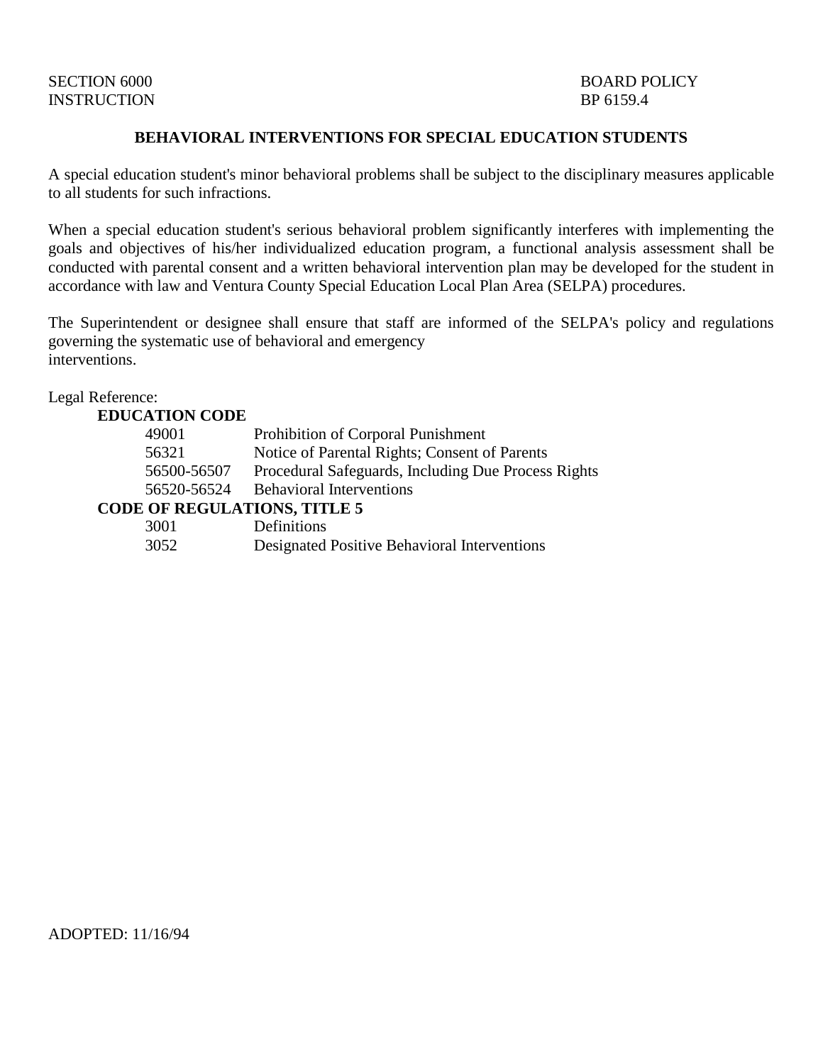SECTION 6000
INSTRUCTION

BOARD POLICY
BP 6159.4

## BEHAVIORAL INTERVENTIONS FOR SPECIAL EDUCATION STUDENTS

A special education student's minor behavioral problems shall be subject to the disciplinary measures applicable to all students for such infractions.

When a special education student's serious behavioral problem significantly interferes with implementing the goals and objectives of his/her individualized education program, a functional analysis assessment shall be conducted with parental consent and a written behavioral intervention plan may be developed for the student in accordance with law and Ventura County Special Education Local Plan Area (SELPA) procedures.

The Superintendent or designee shall ensure that staff are informed of the SELPA's policy and regulations governing the systematic use of behavioral and emergency interventions.

Legal Reference:

**EDUCATION CODE**

| | |
|---|---|
| 49001 | Prohibition of Corporal Punishment |
| 56321 | Notice of Parental Rights; Consent of Parents |
| 56500-56507 | Procedural Safeguards, Including Due Process Rights |
| 56520-56524 | Behavioral Interventions |

**CODE OF REGULATIONS, TITLE 5**

| | |
|---|---|
| 3001 | Definitions |
| 3052 | Designated Positive Behavioral Interventions |

ADOPTED: 11/16/94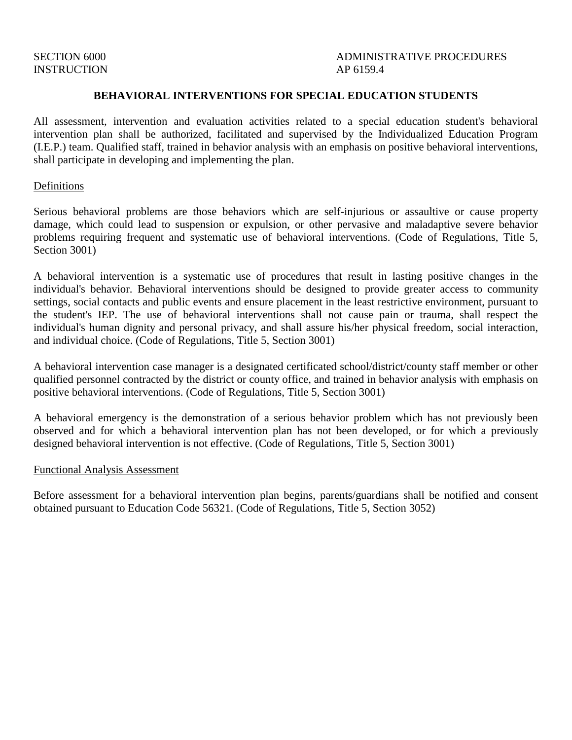SECTION 6000
INSTRUCTION

ADMINISTRATIVE PROCEDURES
AP 6159.4

## BEHAVIORAL INTERVENTIONS FOR SPECIAL EDUCATION STUDENTS

All assessment, intervention and evaluation activities related to a special education student's behavioral intervention plan shall be authorized, facilitated and supervised by the Individualized Education Program (I.E.P.) team. Qualified staff, trained in behavior analysis with an emphasis on positive behavioral interventions, shall participate in developing and implementing the plan.

### Definitions

Serious behavioral problems are those behaviors which are self-injurious or assaultive or cause property damage, which could lead to suspension or expulsion, or other pervasive and maladaptive severe behavior problems requiring frequent and systematic use of behavioral interventions. (Code of Regulations, Title 5, Section 3001)

A behavioral intervention is a systematic use of procedures that result in lasting positive changes in the individual's behavior. Behavioral interventions should be designed to provide greater access to community settings, social contacts and public events and ensure placement in the least restrictive environment, pursuant to the student's IEP. The use of behavioral interventions shall not cause pain or trauma, shall respect the individual's human dignity and personal privacy, and shall assure his/her physical freedom, social interaction, and individual choice. (Code of Regulations, Title 5, Section 3001)

A behavioral intervention case manager is a designated certificated school/district/county staff member or other qualified personnel contracted by the district or county office, and trained in behavior analysis with emphasis on positive behavioral interventions. (Code of Regulations, Title 5, Section 3001)

A behavioral emergency is the demonstration of a serious behavior problem which has not previously been observed and for which a behavioral intervention plan has not been developed, or for which a previously designed behavioral intervention is not effective. (Code of Regulations, Title 5, Section 3001)

### Functional Analysis Assessment

Before assessment for a behavioral intervention plan begins, parents/guardians shall be notified and consent obtained pursuant to Education Code 56321. (Code of Regulations, Title 5, Section 3052)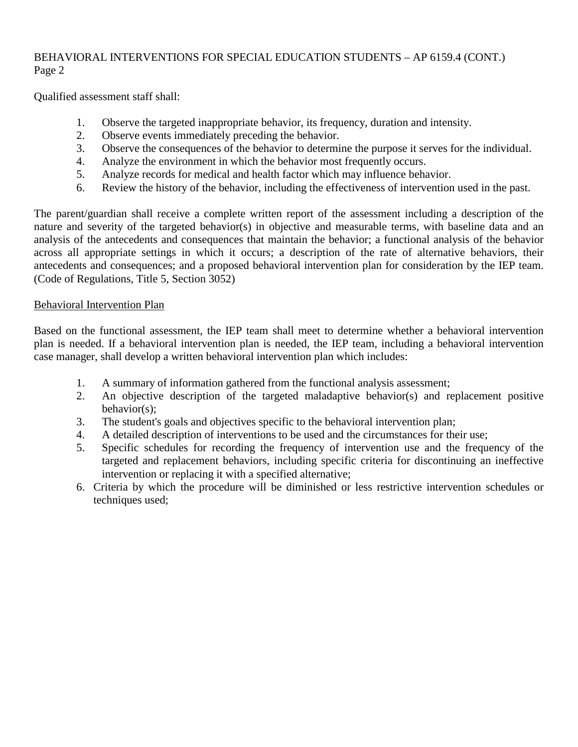Qualified assessment staff shall:

1. Observe the targeted inappropriate behavior, its frequency, duration and intensity.
2. Observe events immediately preceding the behavior.
3. Observe the consequences of the behavior to determine the purpose it serves for the individual.
4. Analyze the environment in which the behavior most frequently occurs.
5. Analyze records for medical and health factor which may influence behavior.
6. Review the history of the behavior, including the effectiveness of intervention used in the past.

The parent/guardian shall receive a complete written report of the assessment including a description of the nature and severity of the targeted behavior(s) in objective and measurable terms, with baseline data and an analysis of the antecedents and consequences that maintain the behavior; a functional analysis of the behavior across all appropriate settings in which it occurs; a description of the rate of alternative behaviors, their antecedents and consequences; and a proposed behavioral intervention plan for consideration by the IEP team. (Code of Regulations, Title 5, Section 3052)

<u>Behavioral Intervention Plan</u>

Based on the functional assessment, the IEP team shall meet to determine whether a behavioral intervention plan is needed. If a behavioral intervention plan is needed, the IEP team, including a behavioral intervention case manager, shall develop a written behavioral intervention plan which includes:

1. A summary of information gathered from the functional analysis assessment;
2. An objective description of the targeted maladaptive behavior(s) and replacement positive behavior(s);
3. The student's goals and objectives specific to the behavioral intervention plan;
4. A detailed description of interventions to be used and the circumstances for their use;
5. Specific schedules for recording the frequency of intervention use and the frequency of the targeted and replacement behaviors, including specific criteria for discontinuing an ineffective intervention or replacing it with a specified alternative;
6. Criteria by which the procedure will be diminished or less restrictive intervention schedules or techniques used;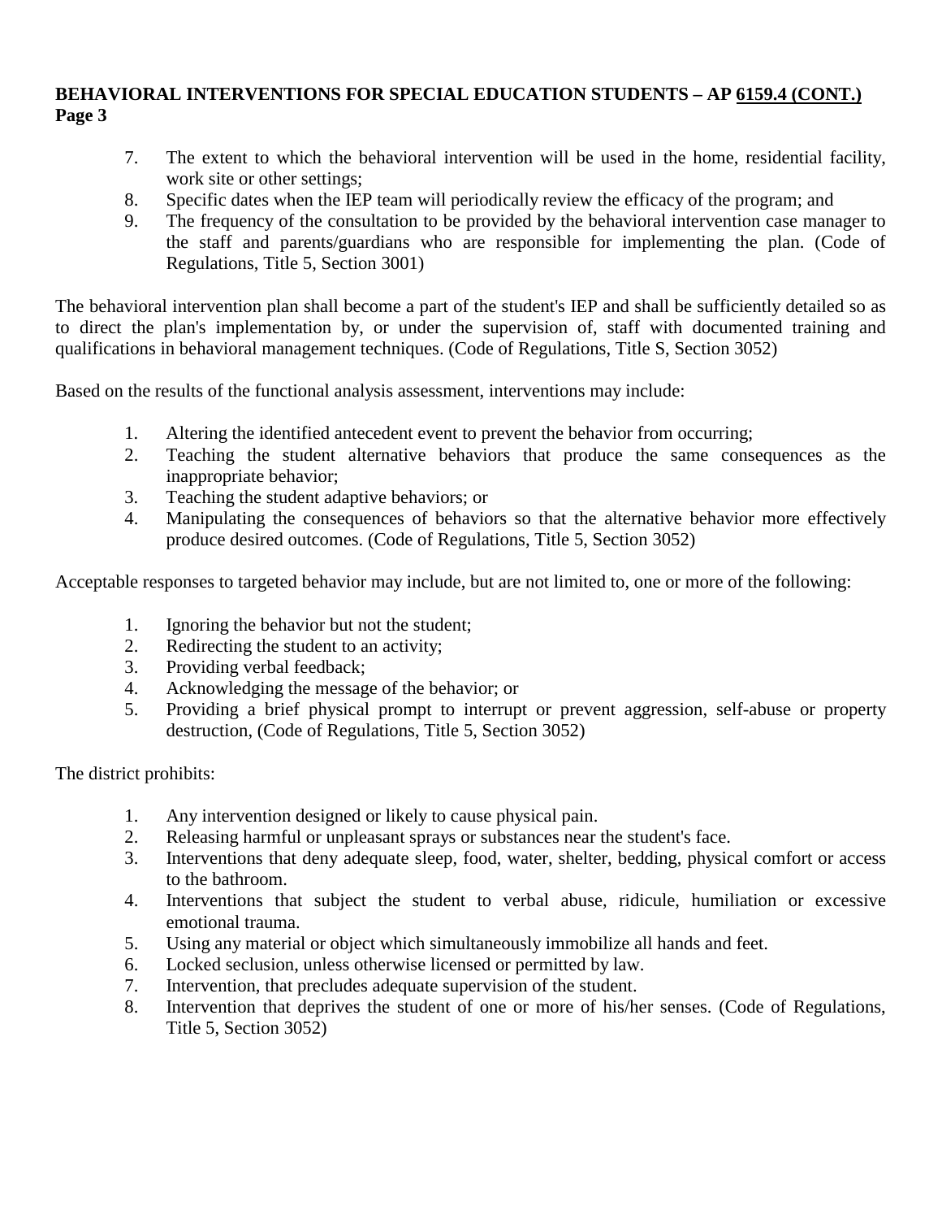7. The extent to which the behavioral intervention will be used in the home, residential facility, work site or other settings;
8. Specific dates when the IEP team will periodically review the efficacy of the program; and
9. The frequency of the consultation to be provided by the behavioral intervention case manager to the staff and parents/guardians who are responsible for implementing the plan. (Code of Regulations, Title 5, Section 3001)

The behavioral intervention plan shall become a part of the student's IEP and shall be sufficiently detailed so as to direct the plan's implementation by, or under the supervision of, staff with documented training and qualifications in behavioral management techniques. (Code of Regulations, Title S, Section 3052)

Based on the results of the functional analysis assessment, interventions may include:

1. Altering the identified antecedent event to prevent the behavior from occurring;
2. Teaching the student alternative behaviors that produce the same consequences as the inappropriate behavior;
3. Teaching the student adaptive behaviors; or
4. Manipulating the consequences of behaviors so that the alternative behavior more effectively produce desired outcomes. (Code of Regulations, Title 5, Section 3052)

Acceptable responses to targeted behavior may include, but are not limited to, one or more of the following:

1. Ignoring the behavior but not the student;
2. Redirecting the student to an activity;
3. Providing verbal feedback;
4. Acknowledging the message of the behavior; or
5. Providing a brief physical prompt to interrupt or prevent aggression, self-abuse or property destruction, (Code of Regulations, Title 5, Section 3052)

The district prohibits:

1. Any intervention designed or likely to cause physical pain.
2. Releasing harmful or unpleasant sprays or substances near the student's face.
3. Interventions that deny adequate sleep, food, water, shelter, bedding, physical comfort or access to the bathroom.
4. Interventions that subject the student to verbal abuse, ridicule, humiliation or excessive emotional trauma.
5. Using any material or object which simultaneously immobilize all hands and feet.
6. Locked seclusion, unless otherwise licensed or permitted by law.
7. Intervention, that precludes adequate supervision of the student.
8. Intervention that deprives the student of one or more of his/her senses. (Code of Regulations, Title 5, Section 3052)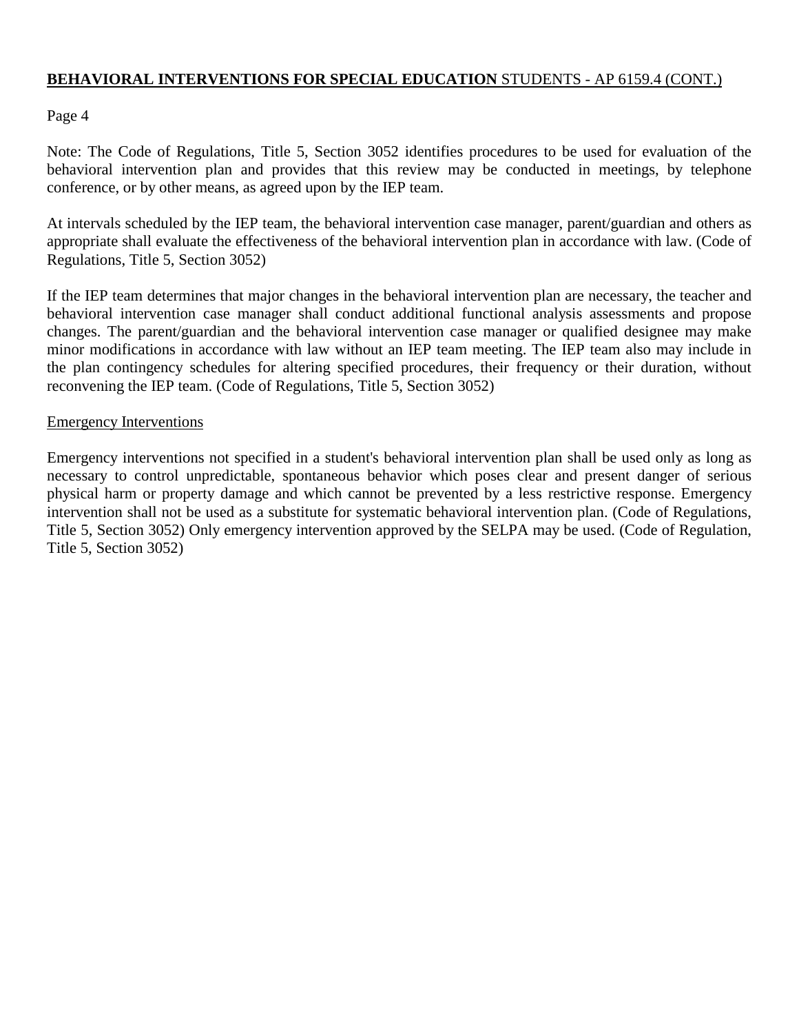Note: The Code of Regulations, Title 5, Section 3052 identifies procedures to be used for evaluation of the behavioral intervention plan and provides that this review may be conducted in meetings, by telephone conference, or by other means, as agreed upon by the IEP team.

At intervals scheduled by the IEP team, the behavioral intervention case manager, parent/guardian and others as appropriate shall evaluate the effectiveness of the behavioral intervention plan in accordance with law. (Code of Regulations, Title 5, Section 3052)

If the IEP team determines that major changes in the behavioral intervention plan are necessary, the teacher and behavioral intervention case manager shall conduct additional functional analysis assessments and propose changes. The parent/guardian and the behavioral intervention case manager or qualified designee may make minor modifications in accordance with law without an IEP team meeting. The IEP team also may include in the plan contingency schedules for altering specified procedures, their frequency or their duration, without reconvening the IEP team. (Code of Regulations, Title 5, Section 3052)

## Emergency Interventions

Emergency interventions not specified in a student's behavioral intervention plan shall be used only as long as necessary to control unpredictable, spontaneous behavior which poses clear and present danger of serious physical harm or property damage and which cannot be prevented by a less restrictive response. Emergency intervention shall not be used as a substitute for systematic behavioral intervention plan. (Code of Regulations, Title 5, Section 3052) Only emergency intervention approved by the SELPA may be used. (Code of Regulation, Title 5, Section 3052)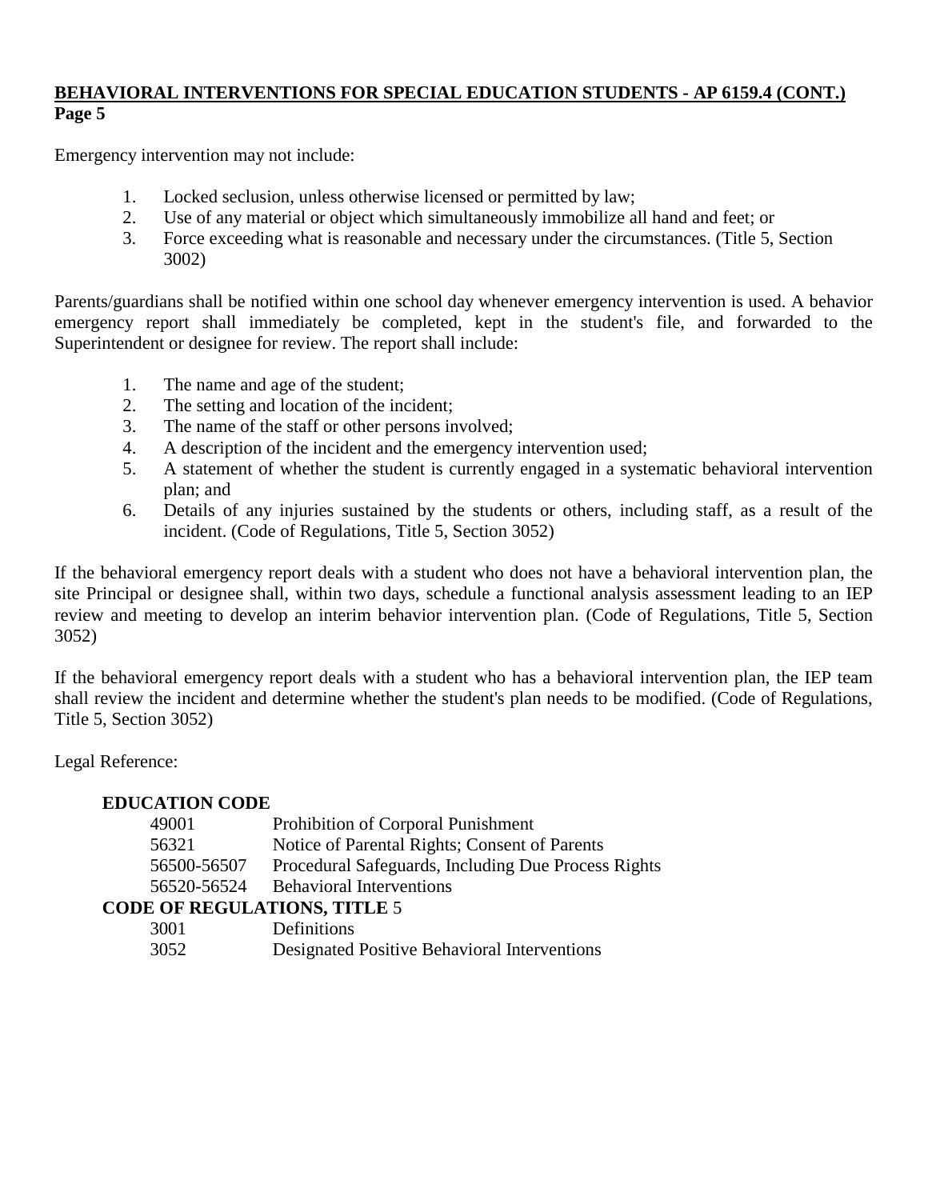Emergency intervention may not include:

1. Locked seclusion, unless otherwise licensed or permitted by law;
2. Use of any material or object which simultaneously immobilize all hand and feet; or
3. Force exceeding what is reasonable and necessary under the circumstances. (Title 5, Section 3002)

Parents/guardians shall be notified within one school day whenever emergency intervention is used. A behavior emergency report shall immediately be completed, kept in the student's file, and forwarded to the Superintendent or designee for review. The report shall include:

1. The name and age of the student;
2. The setting and location of the incident;
3. The name of the staff or other persons involved;
4. A description of the incident and the emergency intervention used;
5. A statement of whether the student is currently engaged in a systematic behavioral intervention plan; and
6. Details of any injuries sustained by the students or others, including staff, as a result of the incident. (Code of Regulations, Title 5, Section 3052)

If the behavioral emergency report deals with a student who does not have a behavioral intervention plan, the site Principal or designee shall, within two days, schedule a functional analysis assessment leading to an IEP review and meeting to develop an interim behavior intervention plan. (Code of Regulations, Title 5, Section 3052)

If the behavioral emergency report deals with a student who has a behavioral intervention plan, the IEP team shall review the incident and determine whether the student's plan needs to be modified. (Code of Regulations, Title 5, Section 3052)

Legal Reference:

**EDUCATION CODE**

| | |
|---|---|
| 49001 | Prohibition of Corporal Punishment |
| 56321 | Notice of Parental Rights; Consent of Parents |
| 56500-56507 | Procedural Safeguards, Including Due Process Rights |
| 56520-56524 | Behavioral Interventions |

**CODE OF REGULATIONS, TITLE** 5

| | |
|---|---|
| 3001 | Definitions |
| 3052 | Designated Positive Behavioral Interventions |